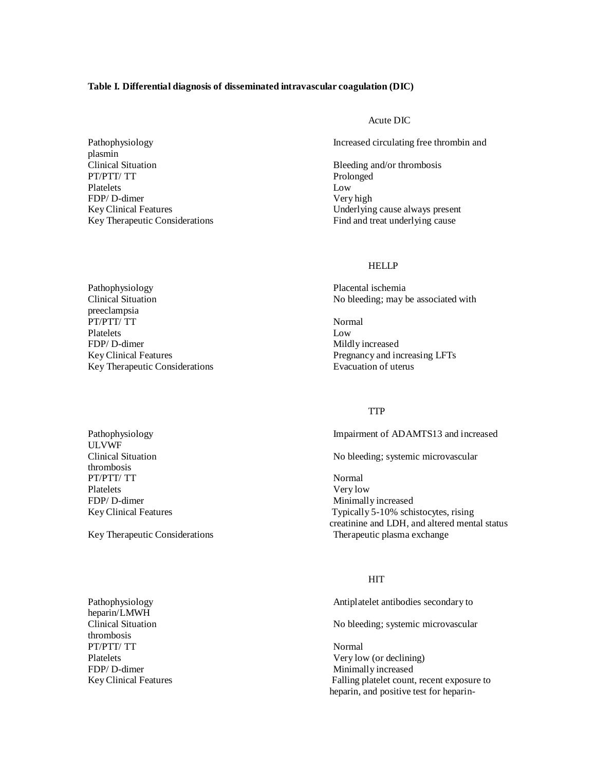**Table I. Differential diagnosis of disseminated intravascular coagulation (DIC)**

| | Acute DIC |
|---|---|
| Pathophysiology | Increased circulating free thrombin and plasmin |
| Clinical Situation | Bleeding and/or thrombosis |
| PT/PTT/ TT | Prolonged |
| Platelets | Low |
| FDP/ D-dimer | Very high |
| Key Clinical Features | Underlying cause always present |
| Key Therapeutic Considerations | Find and treat underlying cause |

| | HELLP |
|---|---|
| Pathophysiology | Placental ischemia |
| Clinical Situation | No bleeding; may be associated with preeclampsia |
| PT/PTT/ TT | Normal |
| Platelets | Low |
| FDP/ D-dimer | Mildly increased |
| Key Clinical Features | Pregnancy and increasing LFTs |
| Key Therapeutic Considerations | Evacuation of uterus |

| | TTP |
|---|---|
| Pathophysiology | Impairment of ADAMTS13 and increased ULVWF |
| Clinical Situation | No bleeding; systemic microvascular thrombosis |
| PT/PTT/ TT | Normal |
| Platelets | Very low |
| FDP/ D-dimer | Minimally increased |
| Key Clinical Features | Typically 5-10% schistocytes, rising creatinine and LDH, and altered mental status |
| Key Therapeutic Considerations | Therapeutic plasma exchange |

| | HIT |
|---|---|
| Pathophysiology | Antiplatelet antibodies secondary to heparin/LMWH |
| Clinical Situation | No bleeding; systemic microvascular thrombosis |
| PT/PTT/ TT | Normal |
| Platelets | Very low (or declining) |
| FDP/ D-dimer | Minimally increased |
| Key Clinical Features | Falling platelet count, recent exposure to heparin, and positive test for heparin- |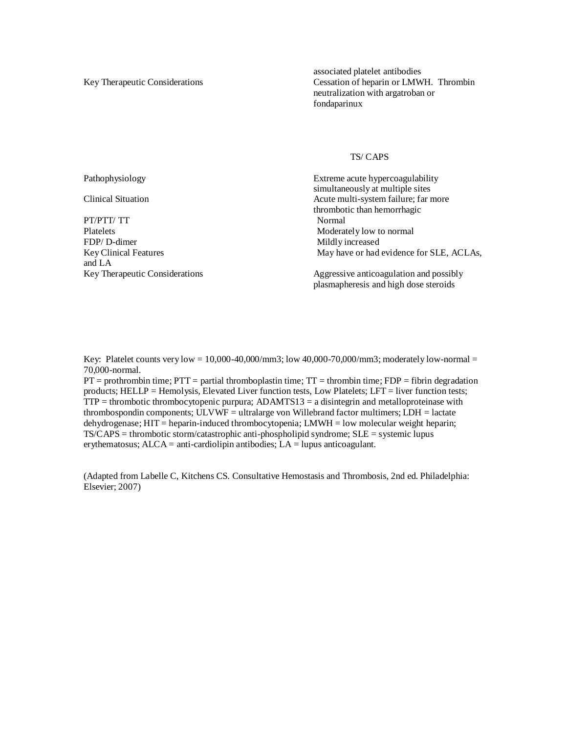| | |
|---|---|
| | associated platelet antibodies |
| Key Therapeutic Considerations | Cessation of heparin or LMWH. Thrombin neutralization with argatroban or fondaparinux |

| | TS/ CAPS |
|---|---|
| Pathophysiology | Extreme acute hypercoagulability simultaneously at multiple sites |
| Clinical Situation | Acute multi-system failure; far more thrombotic than hemorrhagic |
| PT/PTT/ TT | Normal |
| Platelets | Moderately low to normal |
| FDP/ D-dimer | Mildly increased |
| Key Clinical Features | May have or had evidence for SLE, ACLAs, and LA |
| Key Therapeutic Considerations | Aggressive anticoagulation and possibly plasmapheresis and high dose steroids |

Key: Platelet counts very low = 10,000-40,000/mm3; low 40,000-70,000/mm3; moderately low-normal = 70,000-normal.
PT = prothrombin time; PTT = partial thromboplastin time; TT = thrombin time; FDP = fibrin degradation products; HELLP = Hemolysis, Elevated Liver function tests, Low Platelets; LFT = liver function tests; TTP = thrombotic thrombocytopenic purpura; ADAMTS13 = a disintegrin and metalloproteinase with thrombospondin components; ULVWF = ultralarge von Willebrand factor multimers; LDH = lactate dehydrogenase; HIT = heparin-induced thrombocytopenia; LMWH = low molecular weight heparin; TS/CAPS = thrombotic storm/catastrophic anti-phospholipid syndrome; SLE = systemic lupus erythematosus; ALCA = anti-cardiolipin antibodies; LA = lupus anticoagulant.

(Adapted from Labelle C, Kitchens CS. Consultative Hemostasis and Thrombosis, 2nd ed. Philadelphia: Elsevier; 2007)